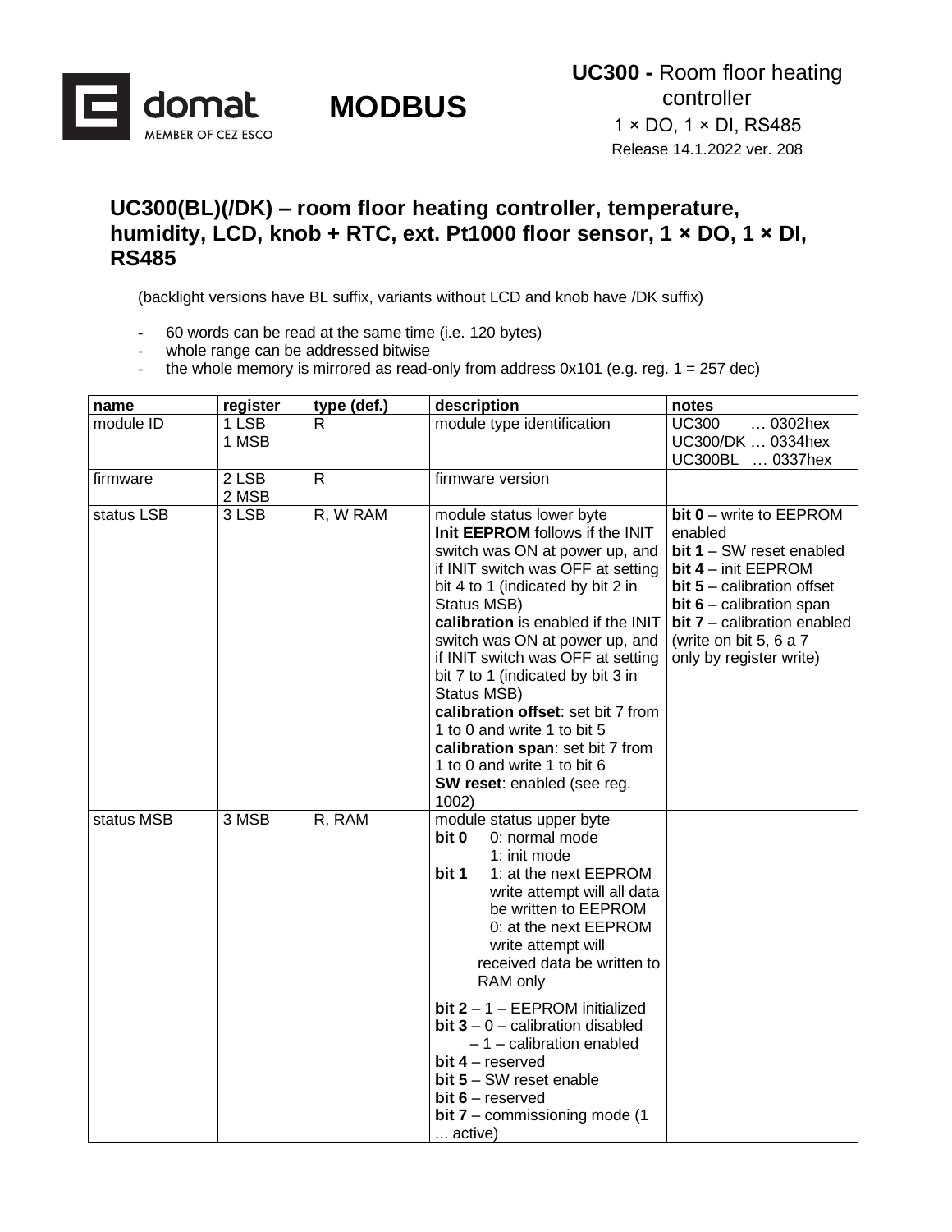**UC300 -** Room floor heating controller
1 × DO, 1 × DI, RS485
Release 14.1.2022 ver. 208

# MODBUS

## UC300(BL)(/DK) – room floor heating controller, temperature, humidity, LCD, knob + RTC, ext. Pt1000 floor sensor, 1 × DO, 1 × DI, RS485

(backlight versions have BL suffix, variants without LCD and knob have /DK suffix)

- 60 words can be read at the same time (i.e. 120 bytes)
- whole range can be addressed bitwise
- the whole memory is mirrored as read-only from address 0x101 (e.g. reg. 1 = 257 dec)

| name | register | type (def.) | description | notes |
|---|---|---|---|---|
| module ID | 1 LSB<br>1 MSB | R | module type identification | UC300 … 0302hex<br>UC300/DK … 0334hex<br>UC300BL … 0337hex |
| firmware | 2 LSB<br>2 MSB | R | firmware version | |
| status LSB | 3 LSB | R, W RAM | module status lower byte<br>**Init EEPROM** follows if the INIT switch was ON at power up, and if INIT switch was OFF at setting bit 4 to 1 (indicated by bit 2 in Status MSB)<br>**calibration** is enabled if the INIT switch was ON at power up, and if INIT switch was OFF at setting bit 7 to 1 (indicated by bit 3 in Status MSB)<br>**calibration offset**: set bit 7 from 1 to 0 and write 1 to bit 5<br>**calibration span**: set bit 7 from 1 to 0 and write 1 to bit 6<br>**SW reset**: enabled (see reg. 1002) | **bit 0** – write to EEPROM enabled<br>**bit 1** – SW reset enabled<br>**bit 4** – init EEPROM<br>**bit 5** – calibration offset<br>**bit 6** – calibration span<br>**bit 7** – calibration enabled<br>(write on bit 5, 6 a 7 only by register write) |
| status MSB | 3 MSB | R, RAM | module status upper byte<br>**bit 0** 0: normal mode<br>1: init mode<br>**bit 1** 1: at the next EEPROM write attempt will all data be written to EEPROM<br>0: at the next EEPROM write attempt will received data be written to RAM only<br>**bit 2** – 1 – EEPROM initialized<br>**bit 3** – 0 – calibration disabled<br>– 1 – calibration enabled<br>**bit 4** – reserved<br>**bit 5** – SW reset enable<br>**bit 6** – reserved<br>**bit 7** – commissioning mode (1 ... active) | |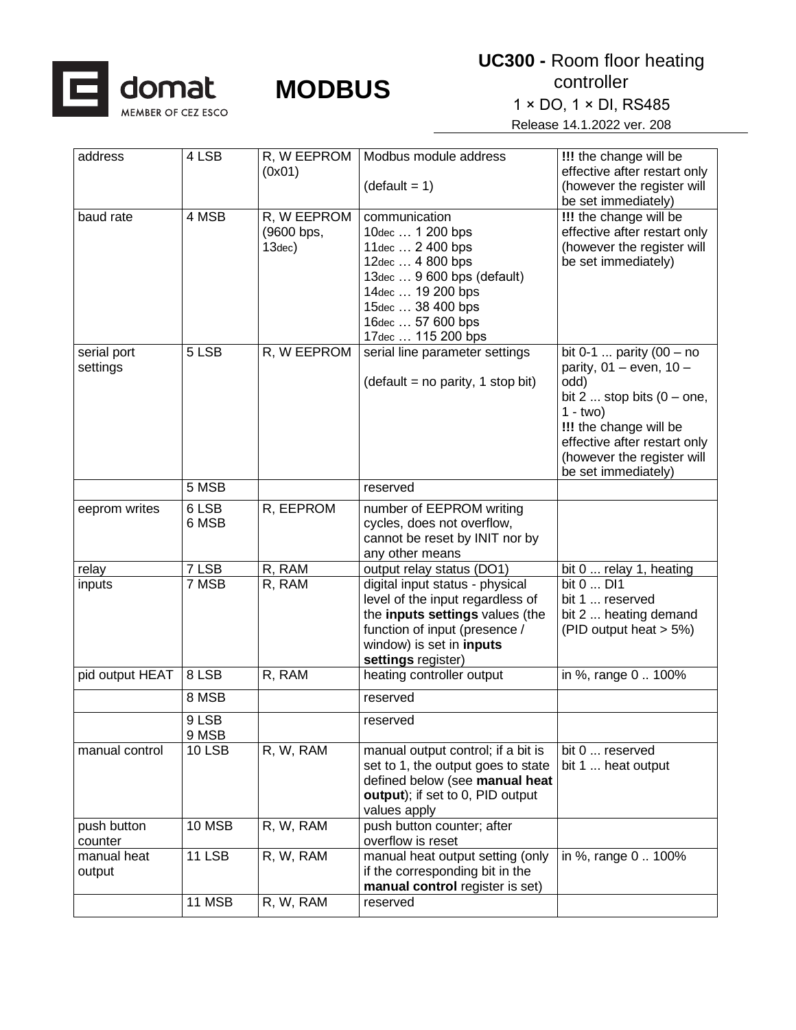| address | 4 LSB | R, W EEPROM (0x01) | Modbus module address<br><br>(default = 1) | **!!!** the change will be effective after restart only (however the register will be set immediately) |
|---|---|---|---|---|
| baud rate | 4 MSB | R, W EEPROM (9600 bps, 13dec) | communication<br>10dec … 1 200 bps<br>11dec … 2 400 bps<br>12dec … 4 800 bps<br>13dec … 9 600 bps (default)<br>14dec … 19 200 bps<br>15dec … 38 400 bps<br>16dec … 57 600 bps<br>17dec … 115 200 bps | **!!!** the change will be effective after restart only (however the register will be set immediately) |
| serial port settings | 5 LSB | R, W EEPROM | serial line parameter settings<br><br>(default = no parity, 1 stop bit) | bit 0-1 ... parity (00 – no parity, 01 – even, 10 – odd)<br>bit 2 ... stop bits (0 – one, 1 - two)<br>**!!!** the change will be effective after restart only (however the register will be set immediately) |
| | 5 MSB | | reserved | |
| eeprom writes | 6 LSB<br>6 MSB | R, EEPROM | number of EEPROM writing cycles, does not overflow, cannot be reset by INIT nor by any other means | |
| relay | 7 LSB | R, RAM | output relay status (DO1) | bit 0 ... relay 1, heating |
| inputs | 7 MSB | R, RAM | digital input status - physical level of the input regardless of the **inputs settings** values (the function of input (presence / window) is set in **inputs settings** register) | bit 0 ... DI1<br>bit 1 ... reserved<br>bit 2 ... heating demand (PID output heat > 5%) |
| pid output HEAT | 8 LSB | R, RAM | heating controller output | in %, range 0 .. 100% |
| | 8 MSB | | reserved | |
| | 9 LSB<br>9 MSB | | reserved | |
| manual control | 10 LSB | R, W, RAM | manual output control; if a bit is set to 1, the output goes to state defined below (see **manual heat output**); if set to 0, PID output values apply | bit 0 ... reserved<br>bit 1 ... heat output |
| push button counter | 10 MSB | R, W, RAM | push button counter; after overflow is reset | |
| manual heat output | 11 LSB | R, W, RAM | manual heat output setting (only if the corresponding bit in the **manual control** register is set) | in %, range 0 .. 100% |
| | 11 MSB | R, W, RAM | reserved | |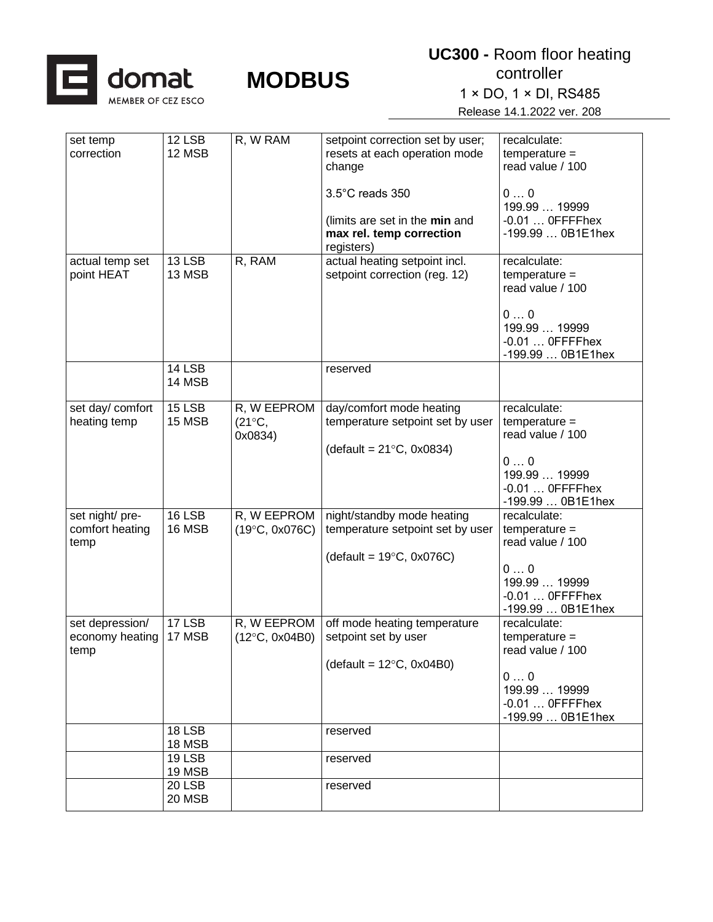| set temp correction | 12 LSB<br>12 MSB | R, W RAM | setpoint correction set by user; resets at each operation mode change<br><br>3.5°C reads 350<br><br>(limits are set in the **min** and **max rel. temp correction** registers) | recalculate:<br>temperature =<br>read value / 100<br><br>0 … 0<br>199.99 … 19999<br>-0.01 … 0FFFFhex<br>-199.99 … 0B1E1hex |
|---|---|---|---|---|
| actual temp set point HEAT | 13 LSB<br>13 MSB | R, RAM | actual heating setpoint incl. setpoint correction (reg. 12) | recalculate:<br>temperature =<br>read value / 100<br><br>0 … 0<br>199.99 … 19999<br>-0.01 … 0FFFFhex<br>-199.99 … 0B1E1hex |
| | 14 LSB<br>14 MSB | | reserved | |
| set day/ comfort heating temp | 15 LSB<br>15 MSB | R, W EEPROM<br>(21°C, 0x0834) | day/comfort mode heating temperature setpoint set by user<br><br>(default = 21°C, 0x0834) | recalculate:<br>temperature =<br>read value / 100<br><br>0 … 0<br>199.99 … 19999<br>-0.01 … 0FFFFhex<br>-199.99 … 0B1E1hex |
| set night/ pre-comfort heating temp | 16 LSB<br>16 MSB | R, W EEPROM<br>(19°C, 0x076C) | night/standby mode heating temperature setpoint set by user<br><br>(default = 19°C, 0x076C) | recalculate:<br>temperature =<br>read value / 100<br><br>0 … 0<br>199.99 … 19999<br>-0.01 … 0FFFFhex<br>-199.99 … 0B1E1hex |
| set depression/ economy heating temp | 17 LSB<br>17 MSB | R, W EEPROM<br>(12°C, 0x04B0) | off mode heating temperature setpoint set by user<br><br>(default = 12°C, 0x04B0) | recalculate:<br>temperature =<br>read value / 100<br><br>0 … 0<br>199.99 … 19999<br>-0.01 … 0FFFFhex<br>-199.99 … 0B1E1hex |
| | 18 LSB<br>18 MSB | | reserved | |
| | 19 LSB<br>19 MSB | | reserved | |
| | 20 LSB<br>20 MSB | | reserved | |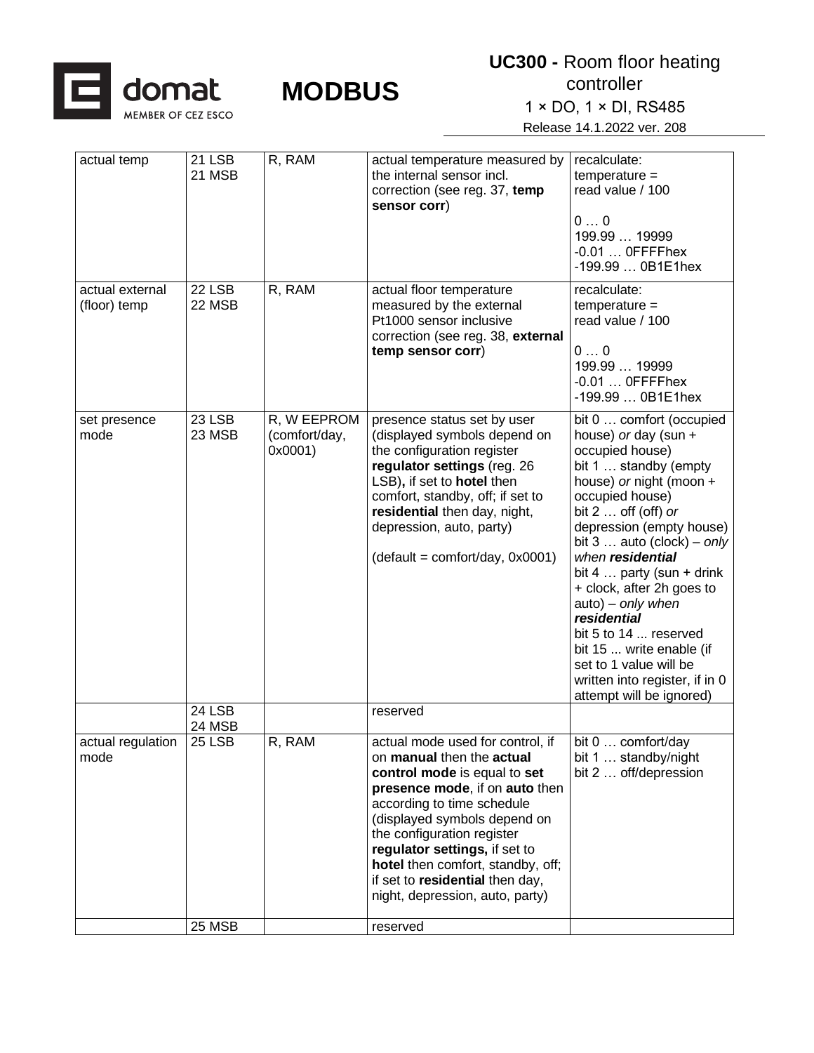| actual temp | 21 LSB<br>21 MSB | R, RAM | actual temperature measured by the internal sensor incl. correction (see reg. 37, **temp sensor corr**) | recalculate:<br>temperature = read value / 100<br><br>0 … 0<br>199.99 … 19999<br>-0.01 … 0FFFFhex<br>-199.99 … 0B1E1hex |
|---|---|---|---|---|
| actual external (floor) temp | 22 LSB<br>22 MSB | R, RAM | actual floor temperature measured by the external Pt1000 sensor inclusive correction (see reg. 38, **external temp sensor corr**) | recalculate:<br>temperature = read value / 100<br><br>0 … 0<br>199.99 … 19999<br>-0.01 … 0FFFFhex<br>-199.99 … 0B1E1hex |
| set presence mode | 23 LSB<br>23 MSB | R, W EEPROM (comfort/day, 0x0001) | presence status set by user (displayed symbols depend on the configuration register **regulator settings** (reg. 26 LSB)**,** if set to **hotel** then comfort, standby, off; if set to **residential** then day, night, depression, auto, party)<br><br>(default = comfort/day, 0x0001) | bit 0 … comfort (occupied house) *or* day (sun + occupied house)<br>bit 1 … standby (empty house) *or* night (moon + occupied house)<br>bit 2 … off (off) *or* depression (empty house)<br>bit 3 … auto (clock) – *only when* ***residential***<br>bit 4 … party (sun + drink + clock, after 2h goes to auto) – *only when* ***residential***<br>bit 5 to 14 ... reserved<br>bit 15 ... write enable (if set to 1 value will be written into register, if in 0 attempt will be ignored) |
| | 24 LSB<br>24 MSB | | reserved | |
| actual regulation mode | 25 LSB | R, RAM | actual mode used for control, if on **manual** then the **actual control mode** is equal to **set presence mode**, if on **auto** then according to time schedule (displayed symbols depend on the configuration register **regulator settings,** if set to **hotel** then comfort, standby, off; if set to **residential** then day, night, depression, auto, party) | bit 0 … comfort/day<br>bit 1 … standby/night<br>bit 2 … off/depression |
| | 25 MSB | | reserved | |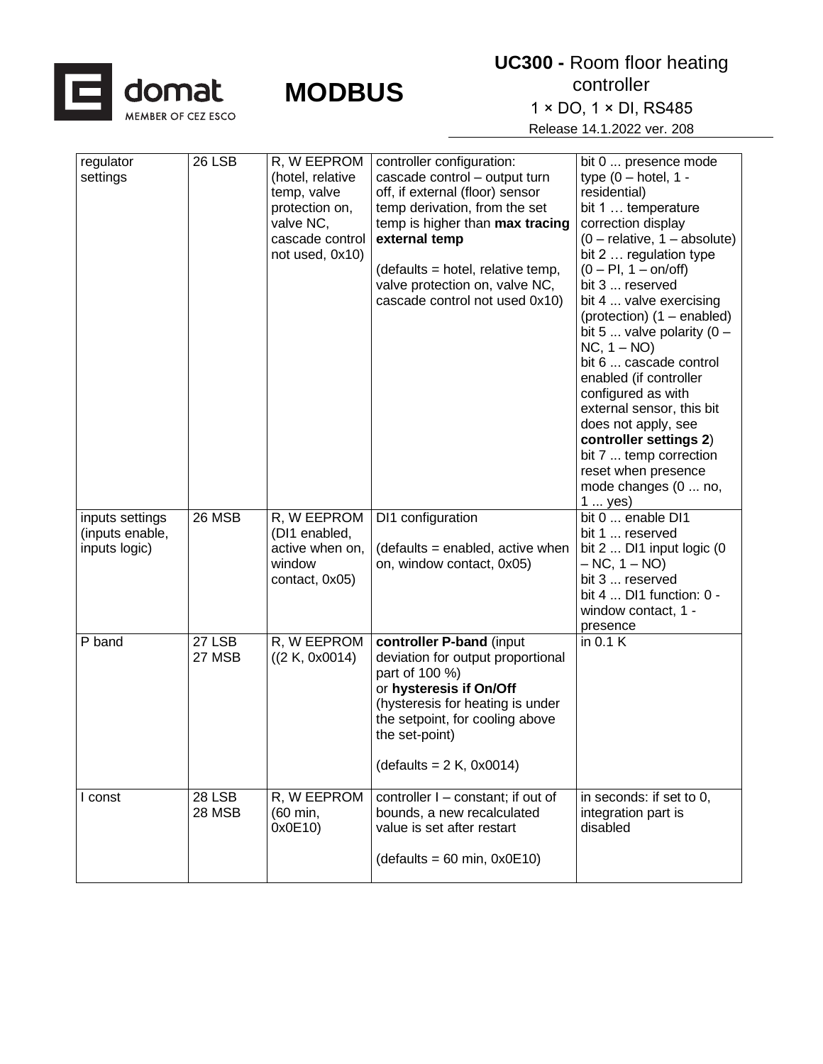| regulator settings | 26 LSB | R, W EEPROM (hotel, relative temp, valve protection on, valve NC, cascade control not used, 0x10) | controller configuration: cascade control – output turn off, if external (floor) sensor temp derivation, from the set temp is higher than **max tracing external temp**<br><br>(defaults = hotel, relative temp, valve protection on, valve NC, cascade control not used 0x10) | bit 0 ... presence mode type (0 – hotel, 1 - residential)<br>bit 1 … temperature correction display (0 – relative, 1 – absolute)<br>bit 2 … regulation type (0 – PI, 1 – on/off)<br>bit 3 ... reserved<br>bit 4 ... valve exercising (protection) (1 – enabled)<br>bit 5 ... valve polarity (0 – NC, 1 – NO)<br>bit 6 ... cascade control enabled (if controller configured as with external sensor, this bit does not apply, see **controller settings 2**)<br>bit 7 ... temp correction reset when presence mode changes (0 ... no, 1 ... yes) |
|---|---|---|---|---|
| inputs settings (inputs enable, inputs logic) | 26 MSB | R, W EEPROM (DI1 enabled, active when on, window contact, 0x05) | DI1 configuration<br><br>(defaults = enabled, active when on, window contact, 0x05) | bit 0 ... enable DI1<br>bit 1 ... reserved<br>bit 2 ... DI1 input logic (0 – NC, 1 – NO)<br>bit 3 ... reserved<br>bit 4 ... DI1 function: 0 - window contact, 1 - presence |
| P band | 27 LSB<br>27 MSB | R, W EEPROM ((2 K, 0x0014) | **controller P-band** (input deviation for output proportional part of 100 %)<br>or **hysteresis if On/Off** (hysteresis for heating is under the setpoint, for cooling above the set-point)<br><br>(defaults = 2 K, 0x0014) | in 0.1 K |
| I const | 28 LSB<br>28 MSB | R, W EEPROM (60 min, 0x0E10) | controller I – constant; if out of bounds, a new recalculated value is set after restart<br><br>(defaults = 60 min, 0x0E10) | in seconds: if set to 0, integration part is disabled |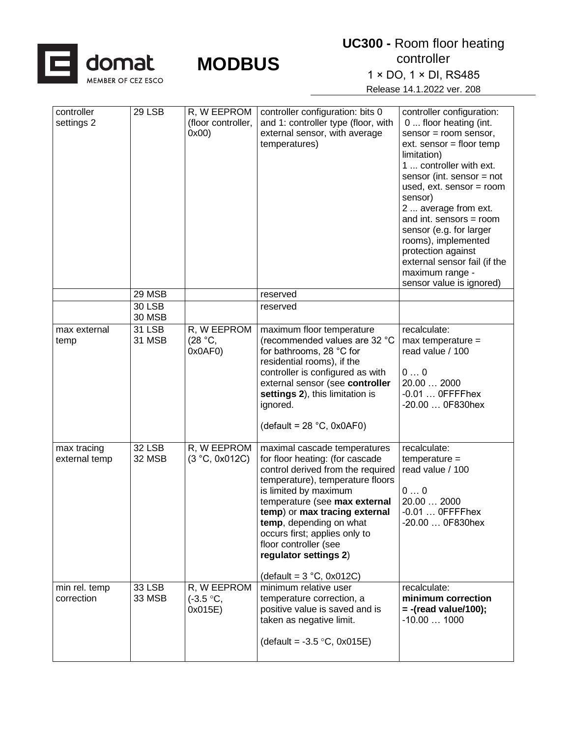| controller settings 2 | 29 LSB | R, W EEPROM (floor controller, 0x00) | controller configuration: bits 0 and 1: controller type (floor, with external sensor, with average temperatures) | controller configuration:<br>0 ... floor heating (int. sensor = room sensor, ext. sensor = floor temp limitation)<br>1 ... controller with ext. sensor (int. sensor = not used, ext. sensor = room sensor)<br>2 ... average from ext. and int. sensors = room sensor (e.g. for larger rooms), implemented protection against external sensor fail (if the maximum range - sensor value is ignored) |
|---|---|---|---|---|
| | 29 MSB | | reserved | |
| | 30 LSB<br>30 MSB | | reserved | |
| max external temp | 31 LSB<br>31 MSB | R, W EEPROM (28 °C, 0x0AF0) | maximum floor temperature (recommended values are 32 °C for bathrooms, 28 °C for residential rooms), if the controller is configured as with external sensor (see **controller settings 2**), this limitation is ignored.<br><br>(default = 28 °C, 0x0AF0) | recalculate:<br>max temperature = read value / 100<br><br>0 … 0<br>20.00 … 2000<br>-0.01 … 0FFFFhex<br>-20.00 … 0F830hex |
| max tracing external temp | 32 LSB<br>32 MSB | R, W EEPROM (3 °C, 0x012C) | maximal cascade temperatures for floor heating: (for cascade control derived from the required temperature), temperature floors is limited by maximum temperature (see **max external temp**) or **max tracing external temp**, depending on what occurs first; applies only to floor controller (see **regulator settings 2**)<br><br>(default = 3 °C, 0x012C) | recalculate:<br>temperature = read value / 100<br><br>0 … 0<br>20.00 … 2000<br>-0.01 … 0FFFFhex<br>-20.00 … 0F830hex |
| min rel. temp correction | 33 LSB<br>33 MSB | R, W EEPROM (-3.5 °C, 0x015E) | minimum relative user temperature correction, a positive value is saved and is taken as negative limit.<br><br>(default = -3.5 °C, 0x015E) | recalculate:<br>**minimum correction = -(read value/100);**<br>-10.00 … 1000 |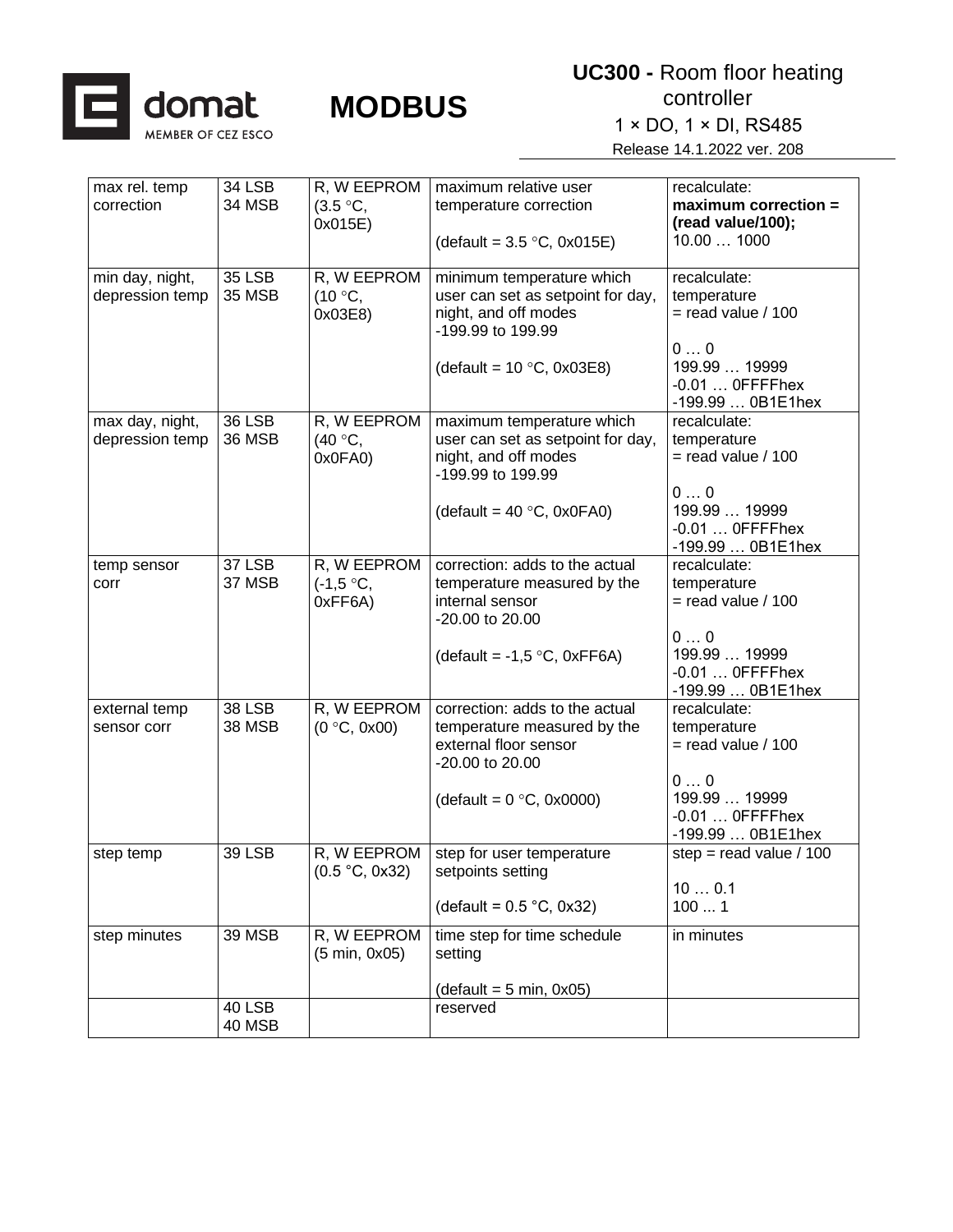| max rel. temp correction | 34 LSB<br>34 MSB | R, W EEPROM (3.5 °C, 0x015E) | maximum relative user temperature correction<br><br>(default = 3.5 °C, 0x015E) | recalculate:<br>**maximum correction = (read value/100);**<br>10.00 … 1000 |
|---|---|---|---|---|
| min day, night, depression temp | 35 LSB<br>35 MSB | R, W EEPROM (10 °C, 0x03E8) | minimum temperature which user can set as setpoint for day, night, and off modes<br>-199.99 to 199.99<br><br>(default = 10 °C, 0x03E8) | recalculate:<br>temperature<br>= read value / 100<br><br>0 … 0<br>199.99 … 19999<br>-0.01 … 0FFFFhex<br>-199.99 … 0B1E1hex |
| max day, night, depression temp | 36 LSB<br>36 MSB | R, W EEPROM (40 °C, 0x0FA0) | maximum temperature which user can set as setpoint for day, night, and off modes<br>-199.99 to 199.99<br><br>(default = 40 °C, 0x0FA0) | recalculate:<br>temperature<br>= read value / 100<br><br>0 … 0<br>199.99 … 19999<br>-0.01 … 0FFFFhex<br>-199.99 … 0B1E1hex |
| temp sensor corr | 37 LSB<br>37 MSB | R, W EEPROM (-1,5 °C, 0xFF6A) | correction: adds to the actual temperature measured by the internal sensor<br>-20.00 to 20.00<br><br>(default = -1,5 °C, 0xFF6A) | recalculate:<br>temperature<br>= read value / 100<br><br>0 … 0<br>199.99 … 19999<br>-0.01 … 0FFFFhex<br>-199.99 … 0B1E1hex |
| external temp sensor corr | 38 LSB<br>38 MSB | R, W EEPROM (0 °C, 0x00) | correction: adds to the actual temperature measured by the external floor sensor<br>-20.00 to 20.00<br><br>(default = 0 °C, 0x0000) | recalculate:<br>temperature<br>= read value / 100<br><br>0 … 0<br>199.99 … 19999<br>-0.01 … 0FFFFhex<br>-199.99 … 0B1E1hex |
| step temp | 39 LSB | R, W EEPROM (0.5 °C, 0x32) | step for user temperature setpoints setting<br><br>(default = 0.5 °C, 0x32) | step = read value / 100<br><br>10 … 0.1<br>100 ... 1 |
| step minutes | 39 MSB | R, W EEPROM (5 min, 0x05) | time step for time schedule setting<br><br>(default = 5 min, 0x05) | in minutes |
| | 40 LSB<br>40 MSB | | reserved | |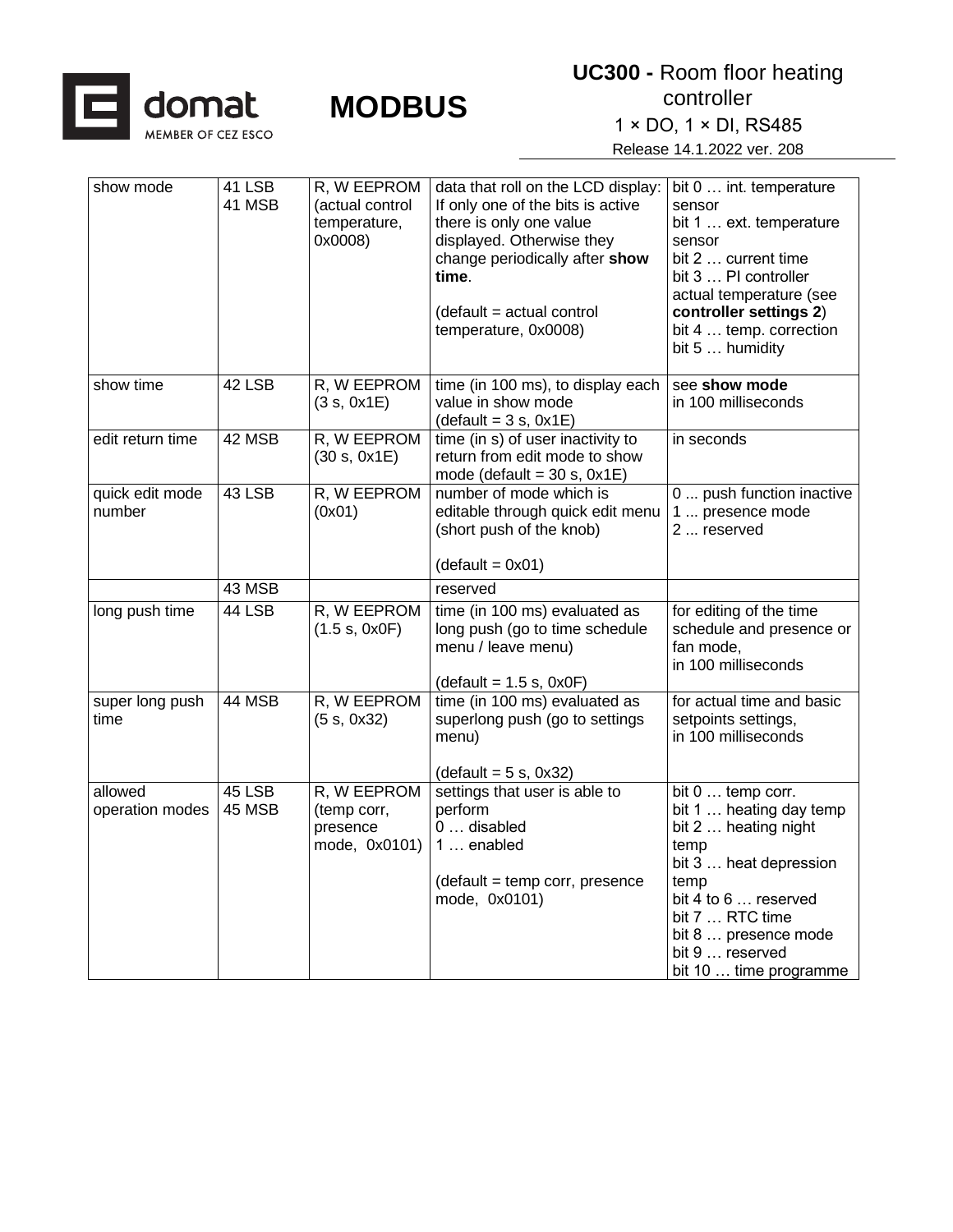| show mode | 41 LSB<br>41 MSB | R, W EEPROM (actual control temperature, 0x0008) | data that roll on the LCD display: If only one of the bits is active there is only one value displayed. Otherwise they change periodically after **show time**.<br><br>(default = actual control temperature, 0x0008) | bit 0 … int. temperature sensor<br>bit 1 … ext. temperature sensor<br>bit 2 … current time<br>bit 3 … PI controller actual temperature (see **controller settings 2**)<br>bit 4 … temp. correction<br>bit 5 … humidity |
|---|---|---|---|---|
| show time | 42 LSB | R, W EEPROM (3 s, 0x1E) | time (in 100 ms), to display each value in show mode<br>(default = 3 s, 0x1E) | see **show mode**<br>in 100 milliseconds |
| edit return time | 42 MSB | R, W EEPROM (30 s, 0x1E) | time (in s) of user inactivity to return from edit mode to show mode (default = 30 s, 0x1E) | in seconds |
| quick edit mode number | 43 LSB | R, W EEPROM (0x01) | number of mode which is editable through quick edit menu (short push of the knob)<br><br>(default = 0x01) | 0 ... push function inactive<br>1 ... presence mode<br>2 ... reserved |
| | 43 MSB | | reserved | |
| long push time | 44 LSB | R, W EEPROM (1.5 s, 0x0F) | time (in 100 ms) evaluated as long push (go to time schedule menu / leave menu)<br><br>(default = 1.5 s, 0x0F) | for editing of the time schedule and presence or fan mode,<br>in 100 milliseconds |
| super long push time | 44 MSB | R, W EEPROM (5 s, 0x32) | time (in 100 ms) evaluated as superlong push (go to settings menu)<br><br>(default = 5 s, 0x32) | for actual time and basic setpoints settings,<br>in 100 milliseconds |
| allowed operation modes | 45 LSB<br>45 MSB | R, W EEPROM (temp corr, presence mode, 0x0101) | settings that user is able to perform<br>0 … disabled<br>1 … enabled<br><br>(default = temp corr, presence mode, 0x0101) | bit 0 … temp corr.<br>bit 1 … heating day temp<br>bit 2 … heating night temp<br>bit 3 … heat depression temp<br>bit 4 to 6 … reserved<br>bit 7 … RTC time<br>bit 8 … presence mode<br>bit 9 … reserved<br>bit 10 … time programme |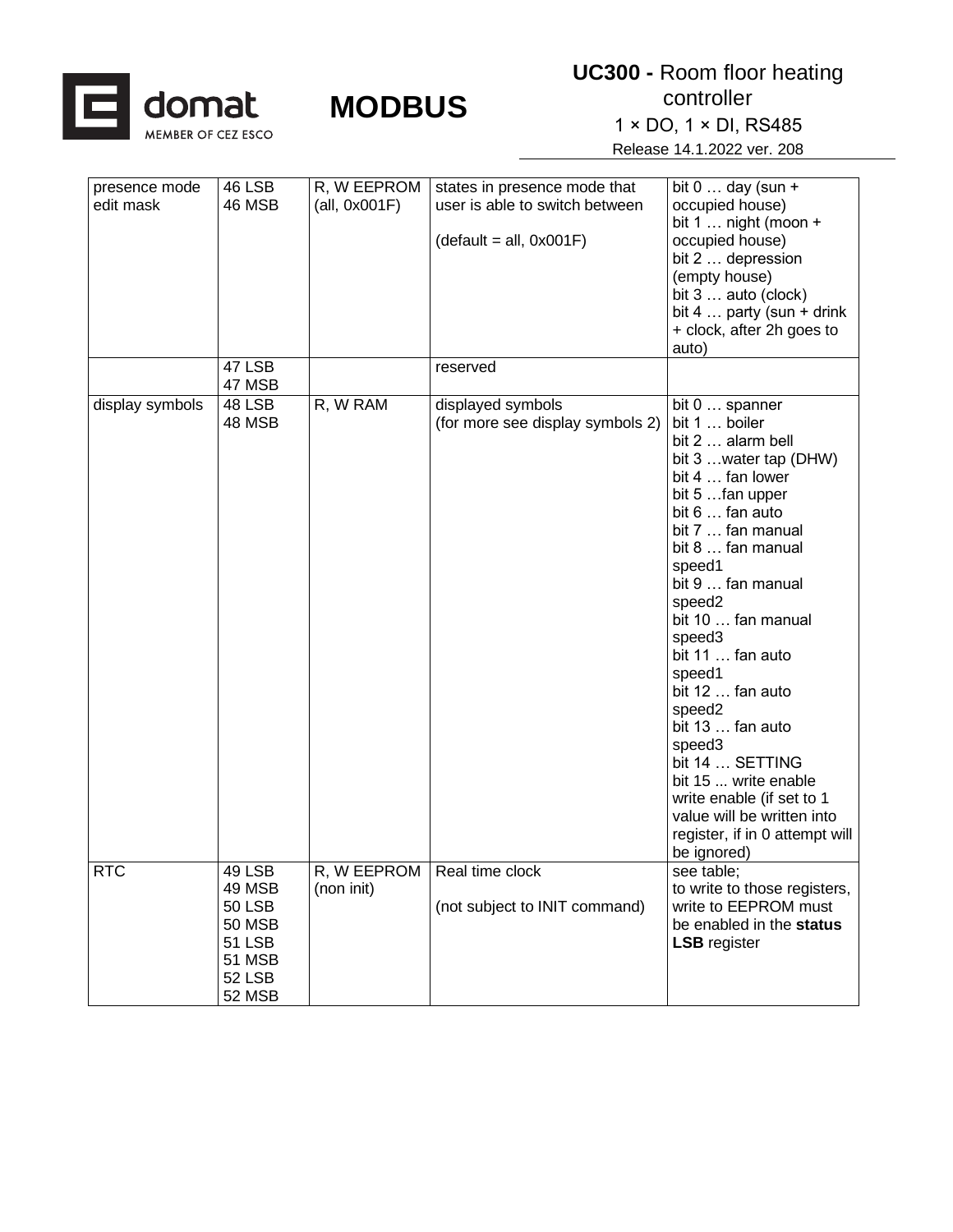| | | | | |
|---|---|---|---|---|
| presence mode edit mask | 46 LSB<br>46 MSB | R, W EEPROM (all, 0x001F) | states in presence mode that user is able to switch between<br><br>(default = all, 0x001F) | bit 0 … day (sun + occupied house)<br>bit 1 … night (moon + occupied house)<br>bit 2 … depression (empty house)<br>bit 3 … auto (clock)<br>bit 4 … party (sun + drink + clock, after 2h goes to auto) |
| | 47 LSB<br>47 MSB | | reserved | |
| display symbols | 48 LSB<br>48 MSB | R, W RAM | displayed symbols<br>(for more see display symbols 2) | bit 0 … spanner<br>bit 1 … boiler<br>bit 2 … alarm bell<br>bit 3 …water tap (DHW)<br>bit 4 … fan lower<br>bit 5 …fan upper<br>bit 6 … fan auto<br>bit 7 … fan manual<br>bit 8 … fan manual speed1<br>bit 9 … fan manual speed2<br>bit 10 … fan manual speed3<br>bit 11 … fan auto speed1<br>bit 12 … fan auto speed2<br>bit 13 … fan auto speed3<br>bit 14 … SETTING<br>bit 15 ... write enable<br>write enable (if set to 1 value will be written into register, if in 0 attempt will be ignored) |
| RTC | 49 LSB<br>49 MSB<br>50 LSB<br>50 MSB<br>51 LSB<br>51 MSB<br>52 LSB<br>52 MSB | R, W EEPROM (non init) | Real time clock<br><br>(not subject to INIT command) | see table;<br>to write to those registers, write to EEPROM must be enabled in the **status LSB** register |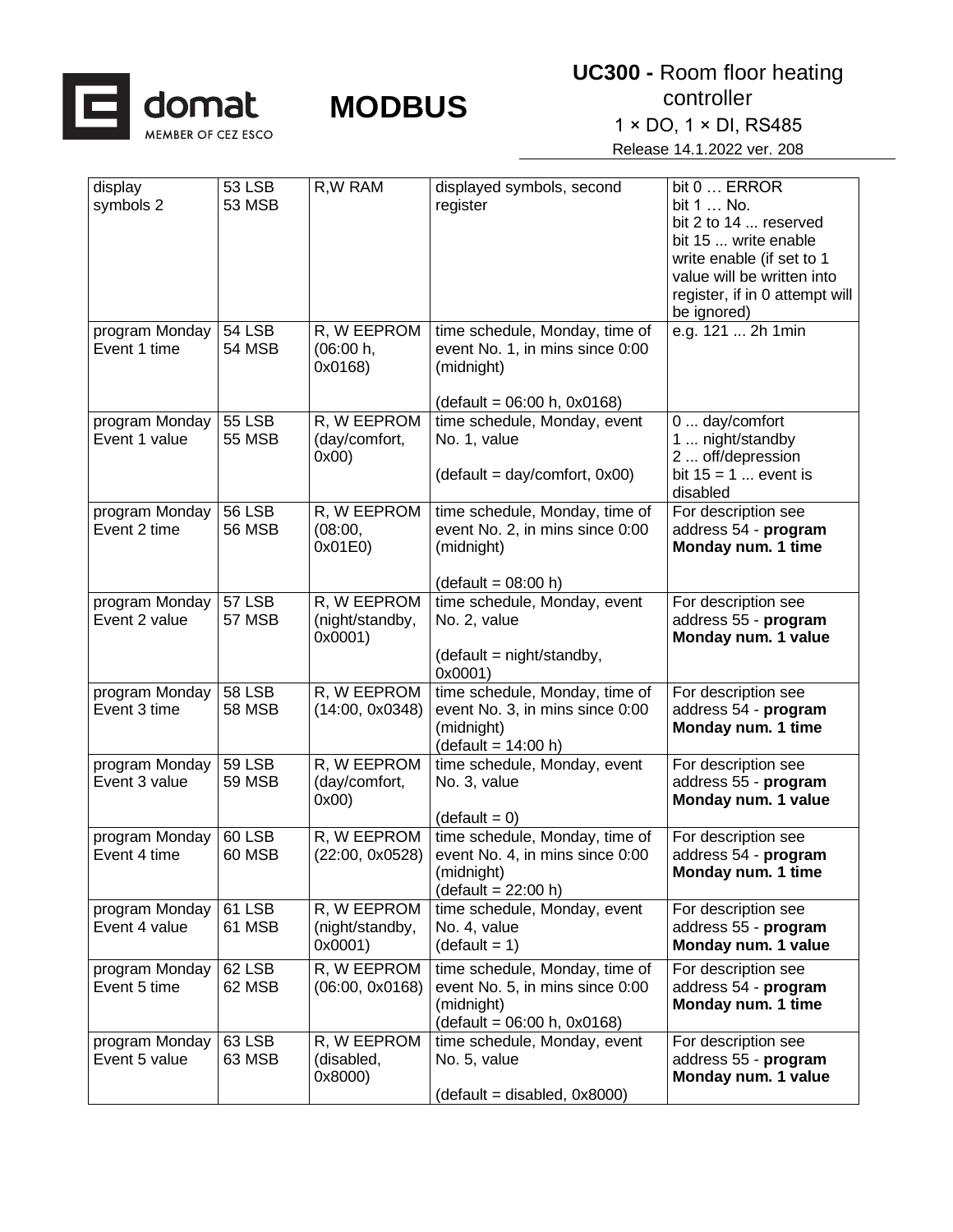| display symbols 2 | 53 LSB 53 MSB | R,W RAM | displayed symbols, second register | bit 0 … ERROR<br>bit 1 … No.<br>bit 2 to 14 ... reserved<br>bit 15 ... write enable<br>write enable (if set to 1 value will be written into register, if in 0 attempt will be ignored) |
|---|---|---|---|---|
| program Monday Event 1 time | 54 LSB 54 MSB | R, W EEPROM (06:00 h, 0x0168) | time schedule, Monday, time of event No. 1, in mins since 0:00 (midnight)<br><br>(default = 06:00 h, 0x0168) | e.g. 121 ... 2h 1min |
| program Monday Event 1 value | 55 LSB 55 MSB | R, W EEPROM (day/comfort, 0x00) | time schedule, Monday, event No. 1, value<br><br>(default = day/comfort, 0x00) | 0 ... day/comfort<br>1 ... night/standby<br>2 ... off/depression<br>bit 15 = 1 ... event is disabled |
| program Monday Event 2 time | 56 LSB 56 MSB | R, W EEPROM (08:00, 0x01E0) | time schedule, Monday, time of event No. 2, in mins since 0:00 (midnight)<br><br>(default = 08:00 h) | For description see address 54 - **program Monday num. 1 time** |
| program Monday Event 2 value | 57 LSB 57 MSB | R, W EEPROM (night/standby, 0x0001) | time schedule, Monday, event No. 2, value<br><br>(default = night/standby, 0x0001) | For description see address 55 - **program Monday num. 1 value** |
| program Monday Event 3 time | 58 LSB 58 MSB | R, W EEPROM (14:00, 0x0348) | time schedule, Monday, time of event No. 3, in mins since 0:00 (midnight)<br>(default = 14:00 h) | For description see address 54 - **program Monday num. 1 time** |
| program Monday Event 3 value | 59 LSB 59 MSB | R, W EEPROM (day/comfort, 0x00) | time schedule, Monday, event No. 3, value<br><br>(default = 0) | For description see address 55 - **program Monday num. 1 value** |
| program Monday Event 4 time | 60 LSB 60 MSB | R, W EEPROM (22:00, 0x0528) | time schedule, Monday, time of event No. 4, in mins since 0:00 (midnight)<br>(default = 22:00 h) | For description see address 54 - **program Monday num. 1 time** |
| program Monday Event 4 value | 61 LSB 61 MSB | R, W EEPROM (night/standby, 0x0001) | time schedule, Monday, event No. 4, value<br>(default = 1) | For description see address 55 - **program Monday num. 1 value** |
| program Monday Event 5 time | 62 LSB 62 MSB | R, W EEPROM (06:00, 0x0168) | time schedule, Monday, time of event No. 5, in mins since 0:00 (midnight)<br>(default = 06:00 h, 0x0168) | For description see address 54 - **program Monday num. 1 time** |
| program Monday Event 5 value | 63 LSB 63 MSB | R, W EEPROM (disabled, 0x8000) | time schedule, Monday, event No. 5, value<br><br>(default = disabled, 0x8000) | For description see address 55 - **program Monday num. 1 value** |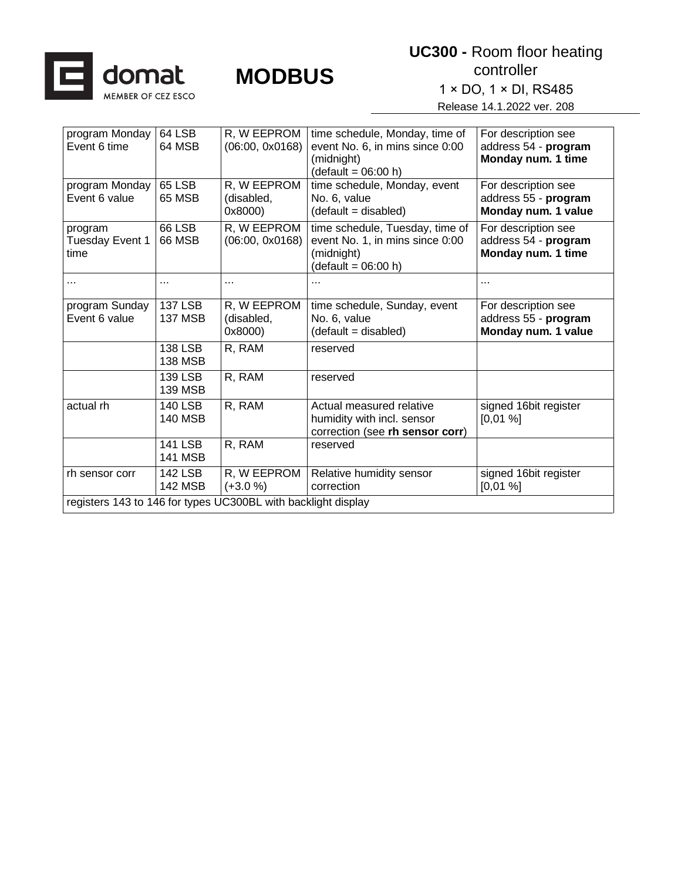| program Monday Event 6 time | 64 LSB<br>64 MSB | R, W EEPROM (06:00, 0x0168) | time schedule, Monday, time of event No. 6, in mins since 0:00 (midnight)<br>(default = 06:00 h) | For description see address 54 - **program Monday num. 1 time** |
|---|---|---|---|---|
| program Monday Event 6 value | 65 LSB<br>65 MSB | R, W EEPROM (disabled, 0x8000) | time schedule, Monday, event No. 6, value<br>(default = disabled) | For description see address 55 - **program Monday num. 1 value** |
| program Tuesday Event 1 time | 66 LSB<br>66 MSB | R, W EEPROM (06:00, 0x0168) | time schedule, Tuesday, time of event No. 1, in mins since 0:00 (midnight)<br>(default = 06:00 h) | For description see address 54 - **program Monday num. 1 time** |
| ... | ... | ... | ... | ... |
| program Sunday Event 6 value | 137 LSB<br>137 MSB | R, W EEPROM (disabled, 0x8000) | time schedule, Sunday, event No. 6, value<br>(default = disabled) | For description see address 55 - **program Monday num. 1 value** |
| | 138 LSB<br>138 MSB | R, RAM | reserved | |
| | 139 LSB<br>139 MSB | R, RAM | reserved | |
| actual rh | 140 LSB<br>140 MSB | R, RAM | Actual measured relative humidity with incl. sensor correction (see **rh sensor corr**) | signed 16bit register [0,01 %] |
| | 141 LSB<br>141 MSB | R, RAM | reserved | |
| rh sensor corr | 142 LSB<br>142 MSB | R, W EEPROM (+3.0 %) | Relative humidity sensor correction | signed 16bit register [0,01 %] |
| registers 143 to 146 for types UC300BL with backlight display | | | | |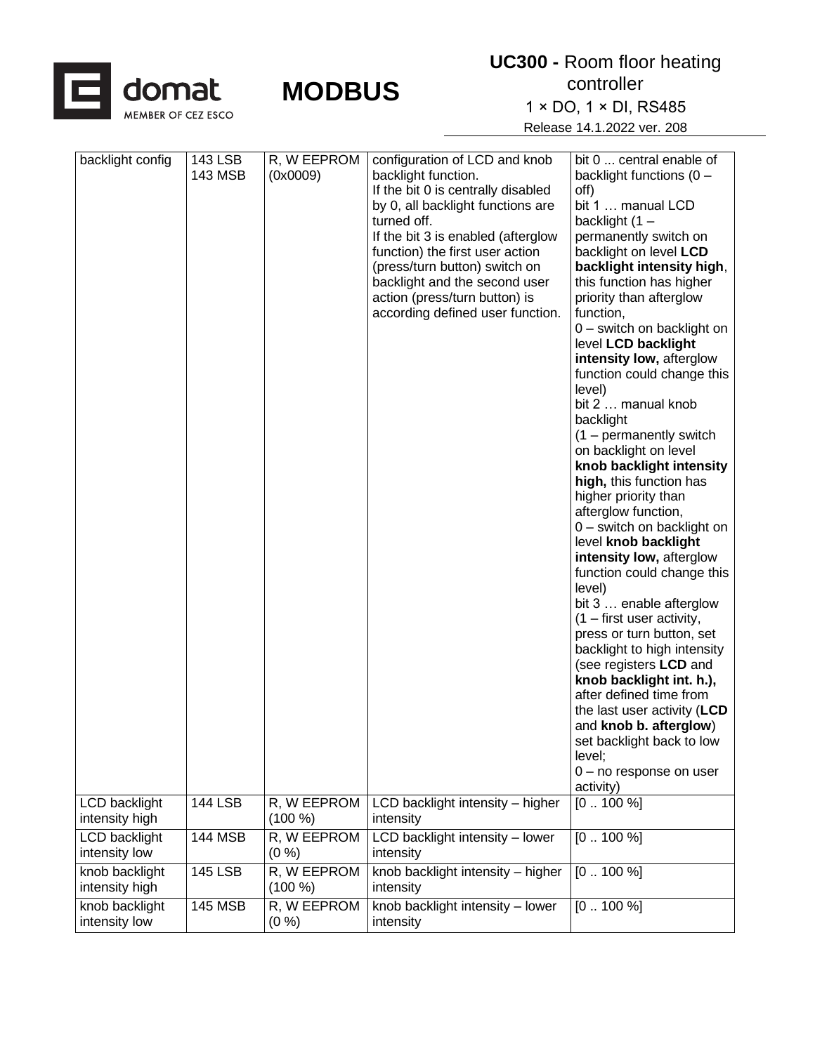| backlight config | 143 LSB<br>143 MSB | R, W EEPROM (0x0009) | configuration of LCD and knob backlight function.<br>If the bit 0 is centrally disabled by 0, all backlight functions are turned off.<br>If the bit 3 is enabled (afterglow function) the first user action (press/turn button) switch on backlight and the second user action (press/turn button) is according defined user function. | bit 0 ... central enable of backlight functions (0 – off)<br>bit 1 … manual LCD backlight (1 – permanently switch on backlight on level **LCD backlight intensity high**, this function has higher priority than afterglow function,<br>0 – switch on backlight on level **LCD backlight intensity low,** afterglow function could change this level)<br>bit 2 … manual knob backlight<br>(1 – permanently switch on backlight on level **knob backlight intensity high,** this function has higher priority than afterglow function,<br>0 – switch on backlight on level **knob backlight intensity low,** afterglow function could change this level)<br>bit 3 … enable afterglow (1 – first user activity, press or turn button, set backlight to high intensity (see registers **LCD** and **knob backlight int. h.),** after defined time from the last user activity (**LCD** and **knob b. afterglow**) set backlight back to low level;<br>0 – no response on user activity) |
|---|---|---|---|---|
| LCD backlight intensity high | 144 LSB | R, W EEPROM (100 %) | LCD backlight intensity – higher intensity | [0 .. 100 %] |
| LCD backlight intensity low | 144 MSB | R, W EEPROM (0 %) | LCD backlight intensity – lower intensity | [0 .. 100 %] |
| knob backlight intensity high | 145 LSB | R, W EEPROM (100 %) | knob backlight intensity – higher intensity | [0 .. 100 %] |
| knob backlight intensity low | 145 MSB | R, W EEPROM (0 %) | knob backlight intensity – lower intensity | [0 .. 100 %] |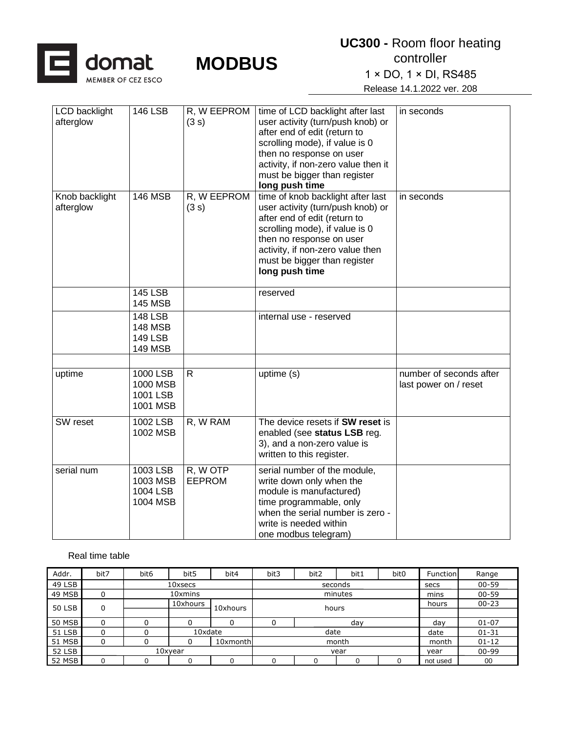| | | | | |
|---|---|---|---|---|
| LCD backlight afterglow | 146 LSB | R, W EEPROM (3 s) | time of LCD backlight after last user activity (turn/push knob) or after end of edit (return to scrolling mode), if value is 0 then no response on user activity, if non-zero value then it must be bigger than register **long push time** | in seconds |
| Knob backlight afterglow | 146 MSB | R, W EEPROM (3 s) | time of knob backlight after last user activity (turn/push knob) or after end of edit (return to scrolling mode), if value is 0 then no response on user activity, if non-zero value then must be bigger than register **long push time** | in seconds |
| | 145 LSB<br>145 MSB | | reserved | |
| | 148 LSB<br>148 MSB<br>149 LSB<br>149 MSB | | internal use - reserved | |
| | | | | |
| uptime | 1000 LSB<br>1000 MSB<br>1001 LSB<br>1001 MSB | R | uptime (s) | number of seconds after last power on / reset |
| SW reset | 1002 LSB<br>1002 MSB | R, W RAM | The device resets if **SW reset** is enabled (see **status LSB** reg. 3), and a non-zero value is written to this register. | |
| serial num | 1003 LSB<br>1003 MSB<br>1004 LSB<br>1004 MSB | R, W OTP EEPROM | serial number of the module, write down only when the module is manufactured)<br>time programmable, only when the serial number is zero - write is needed within one modbus telegram) | |

Real time table

| Addr. | bit7 | bit6 | bit5 | bit4 | bit3 | bit2 | bit1 | bit0 | Function | Range |
|---|---|---|---|---|---|---|---|---|---|---|
| 49 LSB | | 10xsecs | | | seconds | | | | secs | 00-59 |
| 49 MSB | 0 | 10xmins | | | minutes | | | | mins | 00-59 |
| 50 LSB | 0 | | 10xhours | 10xhours | hours | | | | hours | 00-23 |
| 50 MSB | 0 | 0 | 0 | 0 | 0 | day | | | day | 01-07 |
| 51 LSB | 0 | 0 | 10xdate | | date | | | | date | 01-31 |
| 51 MSB | 0 | 0 | 0 | 10xmonth | month | | | | month | 01-12 |
| 52 LSB | 10xyear | | | | year | | | | year | 00-99 |
| 52 MSB | 0 | 0 | 0 | 0 | 0 | 0 | 0 | 0 | not used | 00 |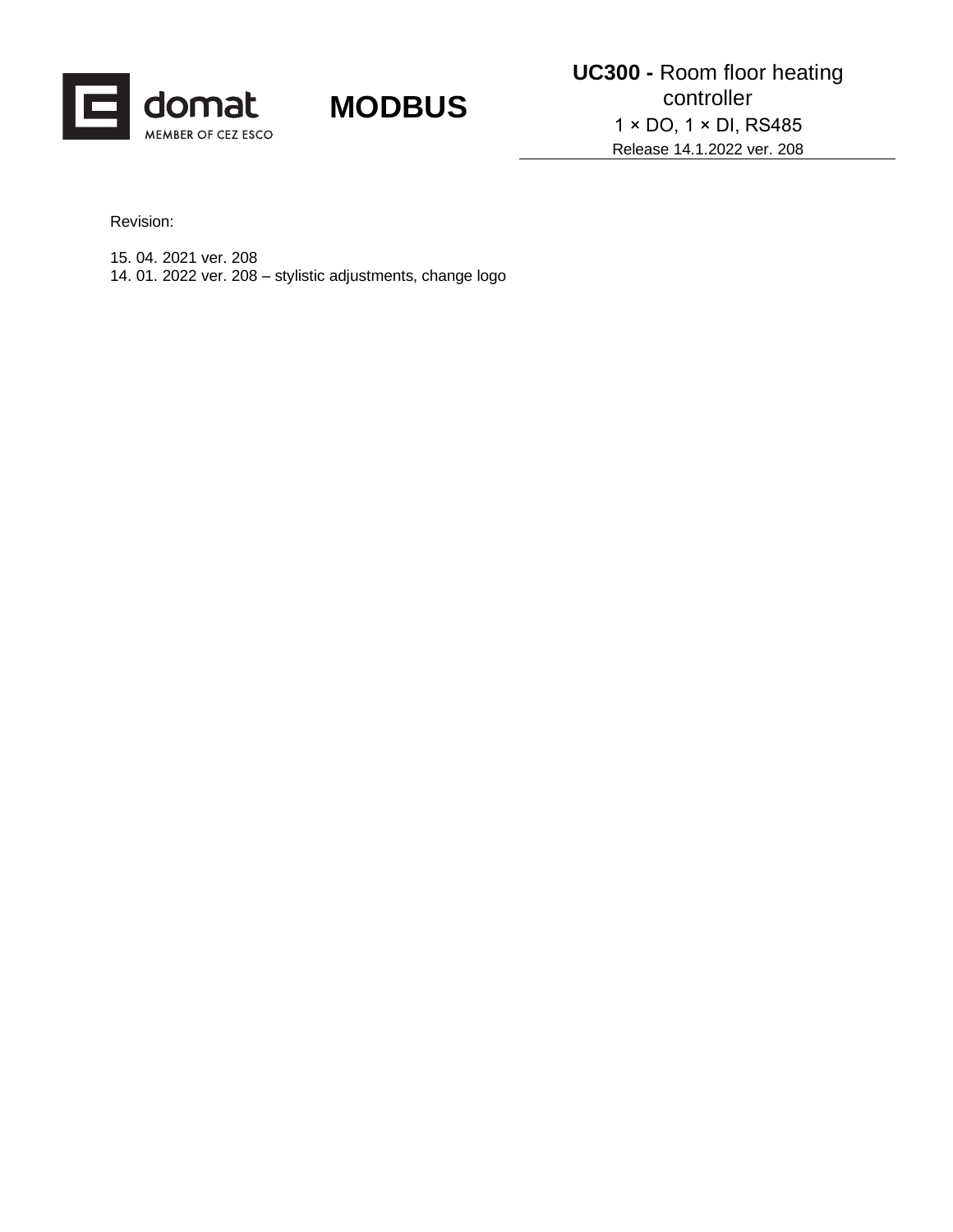Revision:

15. 04. 2021 ver. 208
14. 01. 2022 ver. 208 – stylistic adjustments, change logo